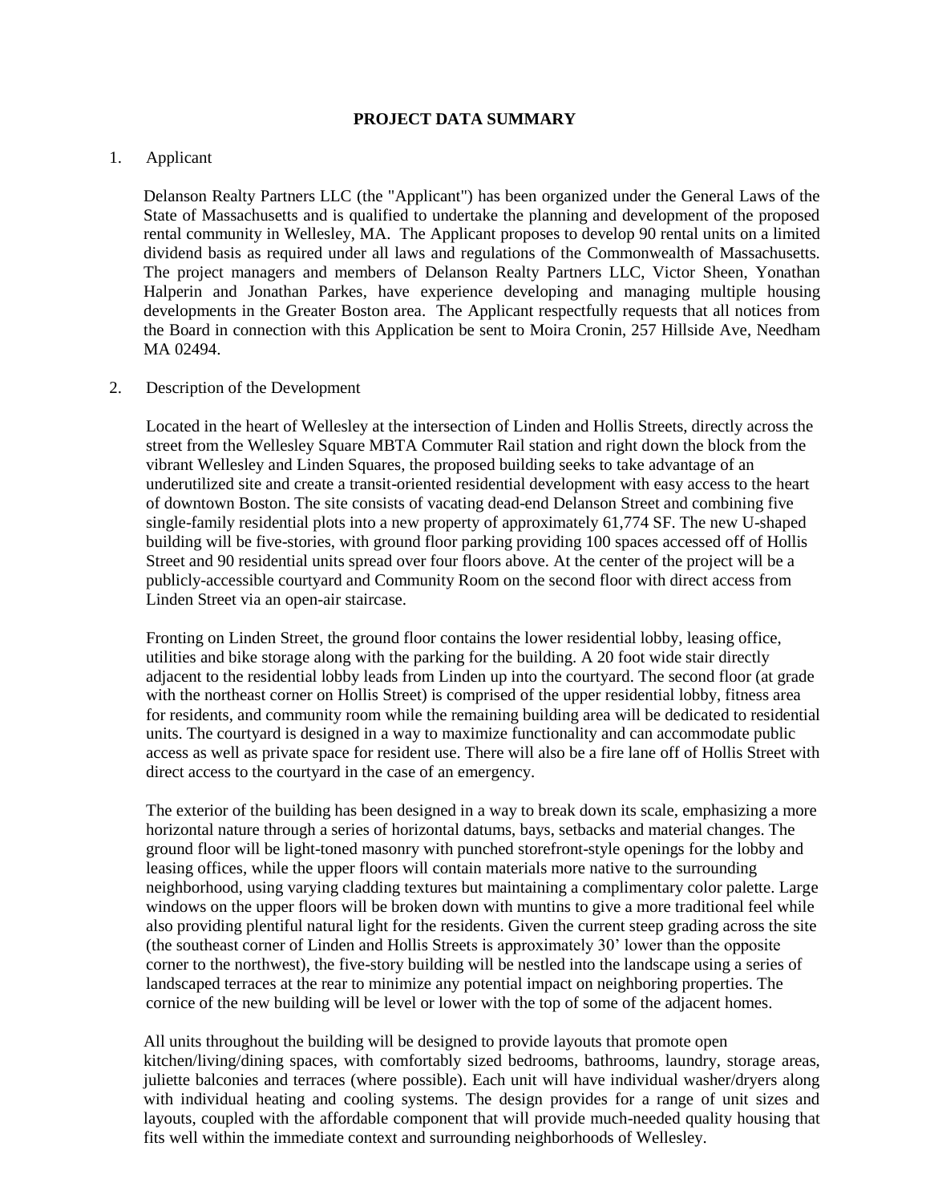# PROJECT DATA SUMMARY

1. Applicant

Delanson Realty Partners LLC (the "Applicant") has been organized under the General Laws of the State of Massachusetts and is qualified to undertake the planning and development of the proposed rental community in Wellesley, MA. The Applicant proposes to develop 90 rental units on a limited dividend basis as required under all laws and regulations of the Commonwealth of Massachusetts. The project managers and members of Delanson Realty Partners LLC, Victor Sheen, Yonathan Halperin and Jonathan Parkes, have experience developing and managing multiple housing developments in the Greater Boston area. The Applicant respectfully requests that all notices from the Board in connection with this Application be sent to Moira Cronin, 257 Hillside Ave, Needham MA 02494.

2. Description of the Development

Located in the heart of Wellesley at the intersection of Linden and Hollis Streets, directly across the street from the Wellesley Square MBTA Commuter Rail station and right down the block from the vibrant Wellesley and Linden Squares, the proposed building seeks to take advantage of an underutilized site and create a transit-oriented residential development with easy access to the heart of downtown Boston. The site consists of vacating dead-end Delanson Street and combining five single-family residential plots into a new property of approximately 61,774 SF. The new U-shaped building will be five-stories, with ground floor parking providing 100 spaces accessed off of Hollis Street and 90 residential units spread over four floors above. At the center of the project will be a publicly-accessible courtyard and Community Room on the second floor with direct access from Linden Street via an open-air staircase.

Fronting on Linden Street, the ground floor contains the lower residential lobby, leasing office, utilities and bike storage along with the parking for the building. A 20 foot wide stair directly adjacent to the residential lobby leads from Linden up into the courtyard. The second floor (at grade with the northeast corner on Hollis Street) is comprised of the upper residential lobby, fitness area for residents, and community room while the remaining building area will be dedicated to residential units. The courtyard is designed in a way to maximize functionality and can accommodate public access as well as private space for resident use. There will also be a fire lane off of Hollis Street with direct access to the courtyard in the case of an emergency.

The exterior of the building has been designed in a way to break down its scale, emphasizing a more horizontal nature through a series of horizontal datums, bays, setbacks and material changes. The ground floor will be light-toned masonry with punched storefront-style openings for the lobby and leasing offices, while the upper floors will contain materials more native to the surrounding neighborhood, using varying cladding textures but maintaining a complimentary color palette. Large windows on the upper floors will be broken down with muntins to give a more traditional feel while also providing plentiful natural light for the residents. Given the current steep grading across the site (the southeast corner of Linden and Hollis Streets is approximately 30' lower than the opposite corner to the northwest), the five-story building will be nestled into the landscape using a series of landscaped terraces at the rear to minimize any potential impact on neighboring properties. The cornice of the new building will be level or lower with the top of some of the adjacent homes.

All units throughout the building will be designed to provide layouts that promote open kitchen/living/dining spaces, with comfortably sized bedrooms, bathrooms, laundry, storage areas, juliette balconies and terraces (where possible). Each unit will have individual washer/dryers along with individual heating and cooling systems. The design provides for a range of unit sizes and layouts, coupled with the affordable component that will provide much-needed quality housing that fits well within the immediate context and surrounding neighborhoods of Wellesley.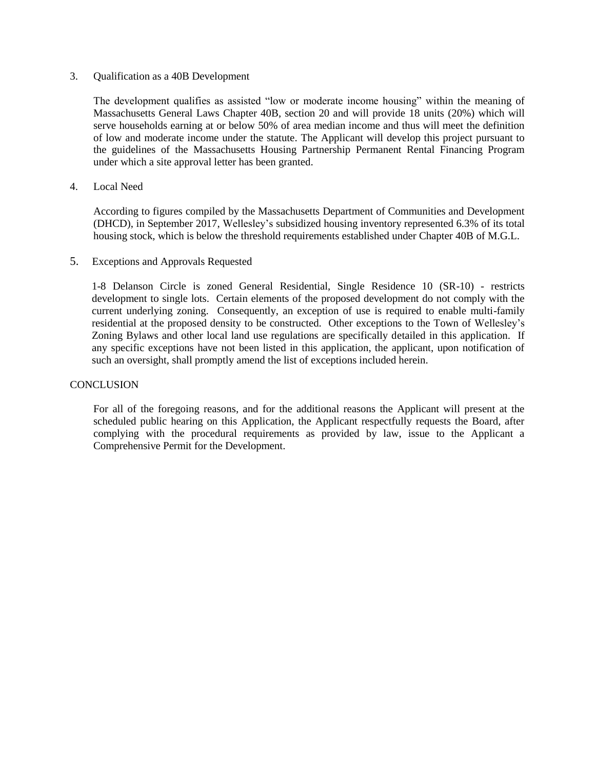3. Qualification as a 40B Development

The development qualifies as assisted "low or moderate income housing" within the meaning of Massachusetts General Laws Chapter 40B, section 20 and will provide 18 units (20%) which will serve households earning at or below 50% of area median income and thus will meet the definition of low and moderate income under the statute. The Applicant will develop this project pursuant to the guidelines of the Massachusetts Housing Partnership Permanent Rental Financing Program under which a site approval letter has been granted.

4. Local Need

According to figures compiled by the Massachusetts Department of Communities and Development (DHCD), in September 2017, Wellesley's subsidized housing inventory represented 6.3% of its total housing stock, which is below the threshold requirements established under Chapter 40B of M.G.L.

5. Exceptions and Approvals Requested

1-8 Delanson Circle is zoned General Residential, Single Residence 10 (SR-10) - restricts development to single lots. Certain elements of the proposed development do not comply with the current underlying zoning. Consequently, an exception of use is required to enable multi-family residential at the proposed density to be constructed. Other exceptions to the Town of Wellesley's Zoning Bylaws and other local land use regulations are specifically detailed in this application. If any specific exceptions have not been listed in this application, the applicant, upon notification of such an oversight, shall promptly amend the list of exceptions included herein.

CONCLUSION

For all of the foregoing reasons, and for the additional reasons the Applicant will present at the scheduled public hearing on this Application, the Applicant respectfully requests the Board, after complying with the procedural requirements as provided by law, issue to the Applicant a Comprehensive Permit for the Development.